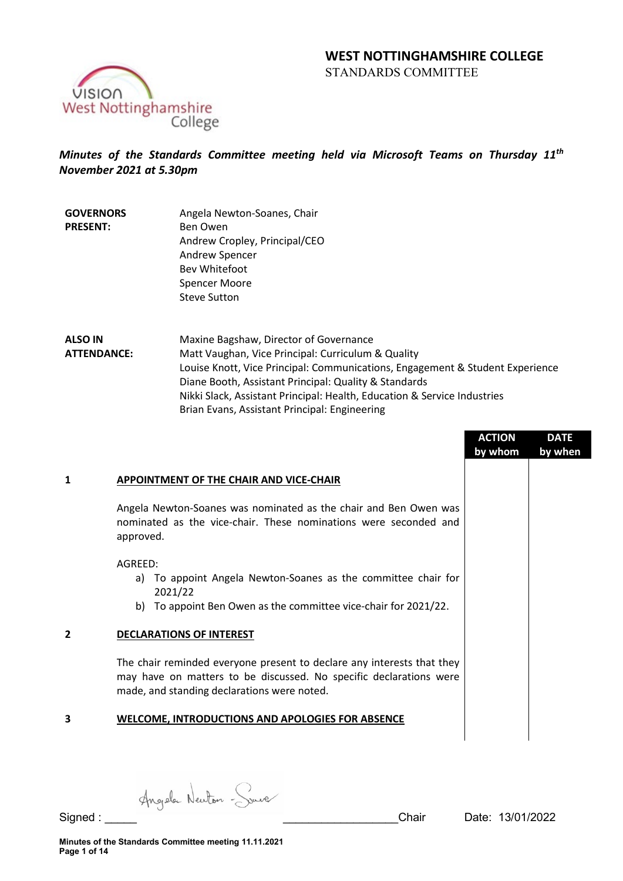# WEST NOTTINGHAMSHIRE COLLEGE

STANDARDS COMMITTEE

***Minutes of the Standards Committee meeting held via Microsoft Teams on Thursday 11th November 2021 at 5.30pm***

| | |
|---|---|
| **GOVERNORS PRESENT:** | Angela Newton-Soanes, Chair<br>Ben Owen<br>Andrew Cropley, Principal/CEO<br>Andrew Spencer<br>Bev Whitefoot<br>Spencer Moore<br>Steve Sutton |
| **ALSO IN ATTENDANCE:** | Maxine Bagshaw, Director of Governance<br>Matt Vaughan, Vice Principal: Curriculum & Quality<br>Louise Knott, Vice Principal: Communications, Engagement & Student Experience<br>Diane Booth, Assistant Principal: Quality & Standards<br>Nikki Slack, Assistant Principal: Health, Education & Service Industries<br>Brian Evans, Assistant Principal: Engineering |

| | | ACTION by whom | DATE by when |
|---|---|---|---|
| **1** | **APPOINTMENT OF THE CHAIR AND VICE-CHAIR** | | |
| | Angela Newton-Soanes was nominated as the chair and Ben Owen was nominated as the vice-chair. These nominations were seconded and approved.<br><br>AGREED:<br>a) To appoint Angela Newton-Soanes as the committee chair for 2021/22<br>b) To appoint Ben Owen as the committee vice-chair for 2021/22. | | |
| **2** | **DECLARATIONS OF INTEREST** | | |
| | The chair reminded everyone present to declare any interests that they may have on matters to be discussed. No specific declarations were made, and standing declarations were noted. | | |
| **3** | **WELCOME, INTRODUCTIONS AND APOLOGIES FOR ABSENCE** | | |

Signed : Angela Newton-Soanes Chair Date: 13/01/2022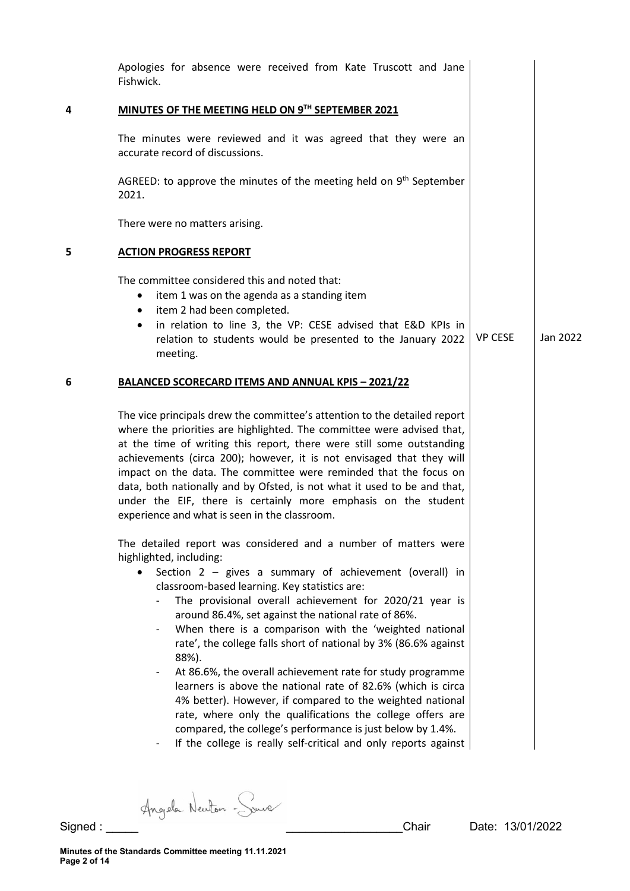Apologies for absence were received from Kate Truscott and Jane Fishwick.

## 4 MINUTES OF THE MEETING HELD ON 9TH SEPTEMBER 2021

The minutes were reviewed and it was agreed that they were an accurate record of discussions.

AGREED: to approve the minutes of the meeting held on 9th September 2021.

There were no matters arising.

## 5 ACTION PROGRESS REPORT

The committee considered this and noted that:

- item 1 was on the agenda as a standing item
- item 2 had been completed.
- in relation to line 3, the VP: CESE advised that E&D KPIs in relation to students would be presented to the January 2022 meeting. — **VP CESE** — **Jan 2022**

## 6 BALANCED SCORECARD ITEMS AND ANNUAL KPIS – 2021/22

The vice principals drew the committee's attention to the detailed report where the priorities are highlighted. The committee were advised that, at the time of writing this report, there were still some outstanding achievements (circa 200); however, it is not envisaged that they will impact on the data. The committee were reminded that the focus on data, both nationally and by Ofsted, is not what it used to be and that, under the EIF, there is certainly more emphasis on the student experience and what is seen in the classroom.

The detailed report was considered and a number of matters were highlighted, including:

- Section 2 – gives a summary of achievement (overall) in classroom-based learning. Key statistics are:
    - The provisional overall achievement for 2020/21 year is around 86.4%, set against the national rate of 86%.
    - When there is a comparison with the 'weighted national rate', the college falls short of national by 3% (86.6% against 88%).
    - At 86.6%, the overall achievement rate for study programme learners is above the national rate of 82.6% (which is circa 4% better). However, if compared to the weighted national rate, where only the qualifications the college offers are compared, the college's performance is just below by 1.4%.
    - If the college is really self-critical and only reports against

Signed : Angela Newton - Sause Chair Date: 13/01/2022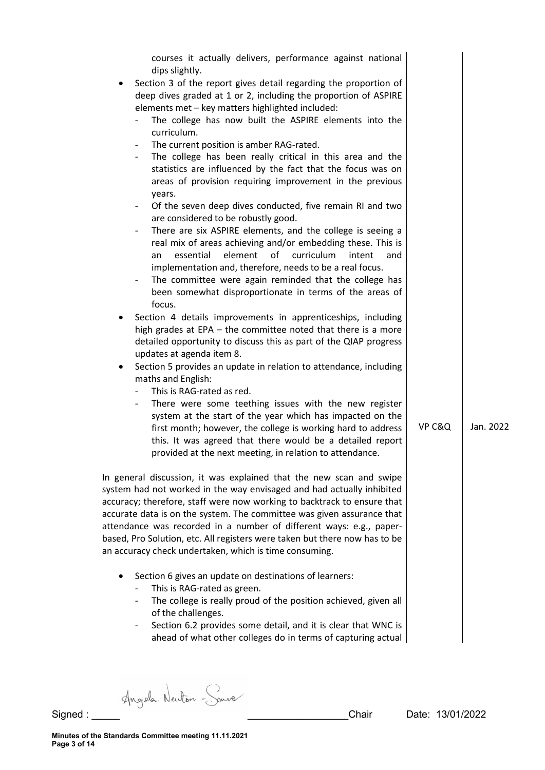courses it actually delivers, performance against national dips slightly.

- Section 3 of the report gives detail regarding the proportion of deep dives graded at 1 or 2, including the proportion of ASPIRE elements met – key matters highlighted included:
  - The college has now built the ASPIRE elements into the curriculum.
  - The current position is amber RAG-rated.
  - The college has been really critical in this area and the statistics are influenced by the fact that the focus was on areas of provision requiring improvement in the previous years.
  - Of the seven deep dives conducted, five remain RI and two are considered to be robustly good.
  - There are six ASPIRE elements, and the college is seeing a real mix of areas achieving and/or embedding these. This is an essential element of curriculum intent and implementation and, therefore, needs to be a real focus.
  - The committee were again reminded that the college has been somewhat disproportionate in terms of the areas of focus.
- Section 4 details improvements in apprenticeships, including high grades at EPA – the committee noted that there is a more detailed opportunity to discuss this as part of the QIAP progress updates at agenda item 8.
- Section 5 provides an update in relation to attendance, including maths and English:
  - This is RAG-rated as red.
  - There were some teething issues with the new register system at the start of the year which has impacted on the first month; however, the college is working hard to address this. It was agreed that there would be a detailed report provided at the next meeting, in relation to attendance. — **VP C&Q** — **Jan. 2022**

In general discussion, it was explained that the new scan and swipe system had not worked in the way envisaged and had actually inhibited accuracy; therefore, staff were now working to backtrack to ensure that accurate data is on the system. The committee was given assurance that attendance was recorded in a number of different ways: e.g., paper-based, Pro Solution, etc. All registers were taken but there now has to be an accuracy check undertaken, which is time consuming.

- Section 6 gives an update on destinations of learners:
  - This is RAG-rated as green.
  - The college is really proud of the position achieved, given all of the challenges.
  - Section 6.2 provides some detail, and it is clear that WNC is ahead of what other colleges do in terms of capturing actual

Signed : Angela Newton-Sowe ____________________Chair Date: 13/01/2022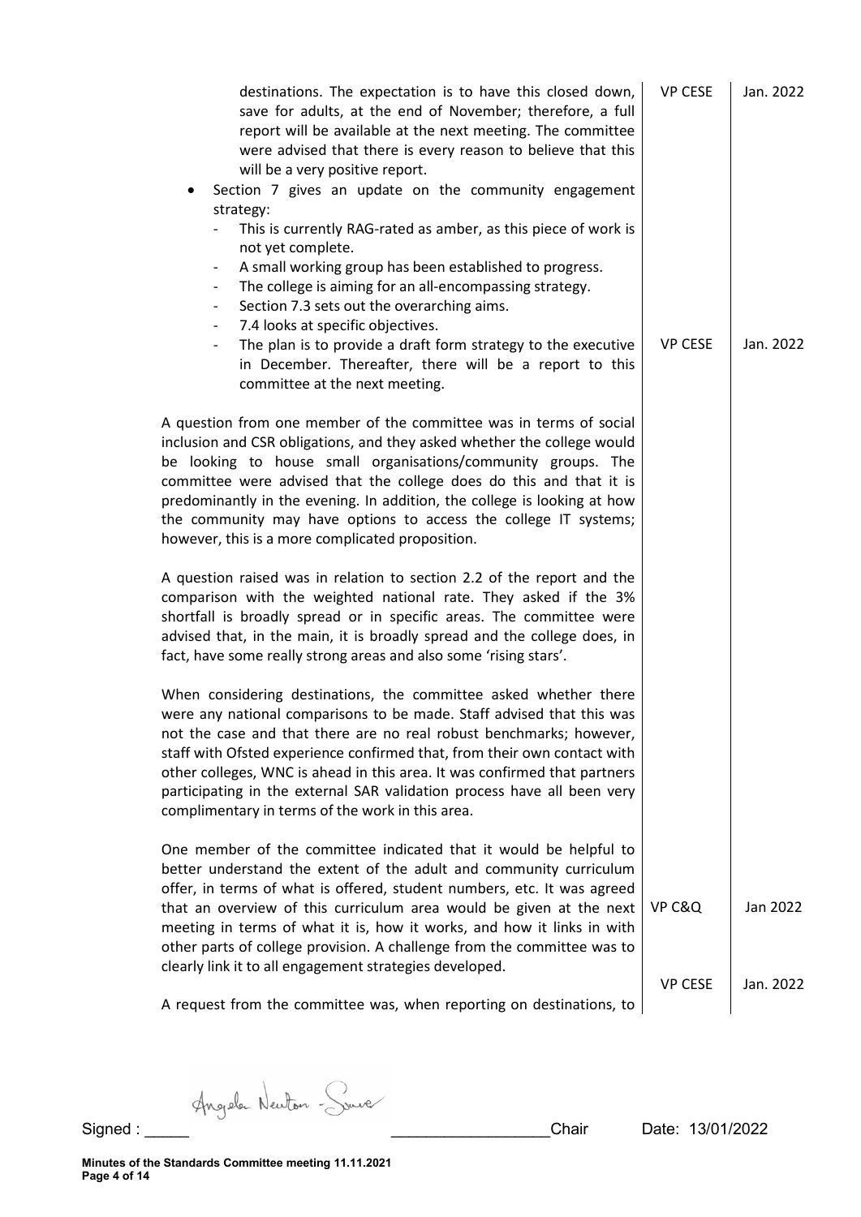| | | |
|---|---|---|
| destinations. The expectation is to have this closed down, save for adults, at the end of November; therefore, a full report will be available at the next meeting. The committee were advised that there is every reason to believe that this will be a very positive report. | VP CESE | Jan. 2022 |
| • Section 7 gives an update on the community engagement strategy:<br>- This is currently RAG-rated as amber, as this piece of work is not yet complete.<br>- A small working group has been established to progress.<br>- The college is aiming for an all-encompassing strategy.<br>- Section 7.3 sets out the overarching aims.<br>- 7.4 looks at specific objectives.<br>- The plan is to provide a draft form strategy to the executive in December. Thereafter, there will be a report to this committee at the next meeting. | VP CESE | Jan. 2022 |
| A question from one member of the committee was in terms of social inclusion and CSR obligations, and they asked whether the college would be looking to house small organisations/community groups. The committee were advised that the college does do this and that it is predominantly in the evening. In addition, the college is looking at how the community may have options to access the college IT systems; however, this is a more complicated proposition. | | |
| A question raised was in relation to section 2.2 of the report and the comparison with the weighted national rate. They asked if the 3% shortfall is broadly spread or in specific areas. The committee were advised that, in the main, it is broadly spread and the college does, in fact, have some really strong areas and also some 'rising stars'. | | |
| When considering destinations, the committee asked whether there were any national comparisons to be made. Staff advised that this was not the case and that there are no real robust benchmarks; however, staff with Ofsted experience confirmed that, from their own contact with other colleges, WNC is ahead in this area. It was confirmed that partners participating in the external SAR validation process have all been very complimentary in terms of the work in this area. | | |
| One member of the committee indicated that it would be helpful to better understand the extent of the adult and community curriculum offer, in terms of what is offered, student numbers, etc. It was agreed that an overview of this curriculum area would be given at the next meeting in terms of what it is, how it works, and how it links in with other parts of college provision. A challenge from the committee was to clearly link it to all engagement strategies developed. | VP C&Q<br><br>VP CESE | Jan 2022<br><br>Jan. 2022 |
| A request from the committee was, when reporting on destinations, to | | |

Signed : Angela Newton-Sowe ___________________Chair Date: 13/01/2022

**Minutes of the Standards Committee meeting 11.11.2021**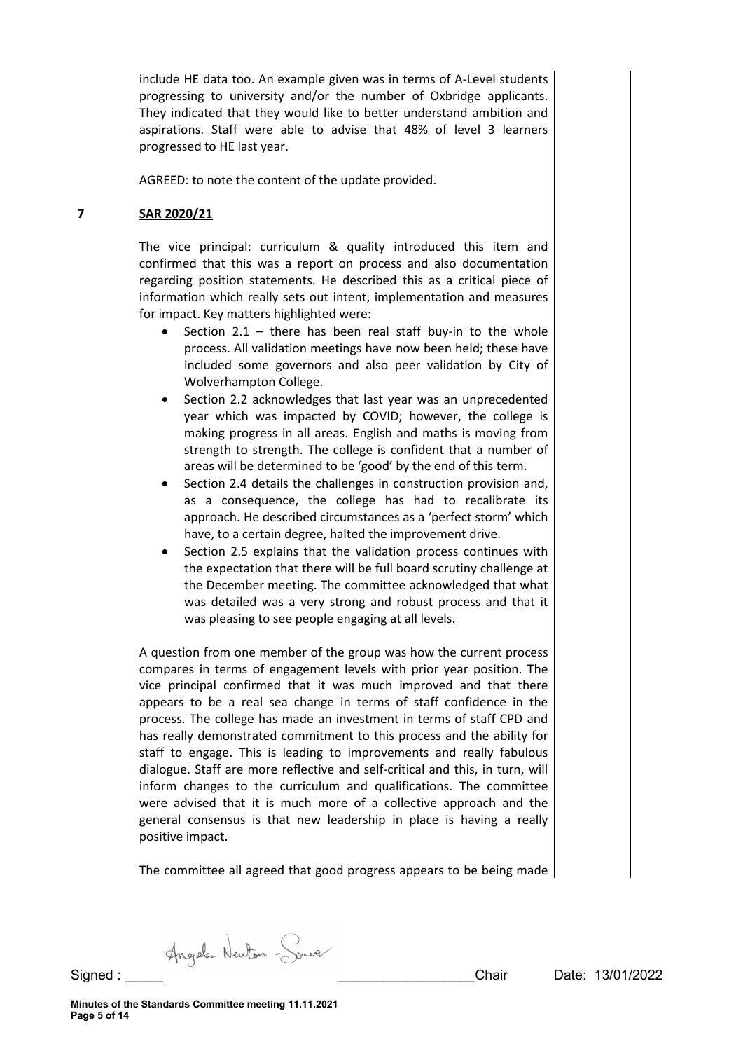include HE data too. An example given was in terms of A-Level students progressing to university and/or the number of Oxbridge applicants. They indicated that they would like to better understand ambition and aspirations. Staff were able to advise that 48% of level 3 learners progressed to HE last year.

AGREED: to note the content of the update provided.

**7** **SAR 2020/21**

The vice principal: curriculum & quality introduced this item and confirmed that this was a report on process and also documentation regarding position statements. He described this as a critical piece of information which really sets out intent, implementation and measures for impact. Key matters highlighted were:

- Section 2.1 – there has been real staff buy-in to the whole process. All validation meetings have now been held; these have included some governors and also peer validation by City of Wolverhampton College.
- Section 2.2 acknowledges that last year was an unprecedented year which was impacted by COVID; however, the college is making progress in all areas. English and maths is moving from strength to strength. The college is confident that a number of areas will be determined to be 'good' by the end of this term.
- Section 2.4 details the challenges in construction provision and, as a consequence, the college has had to recalibrate its approach. He described circumstances as a 'perfect storm' which have, to a certain degree, halted the improvement drive.
- Section 2.5 explains that the validation process continues with the expectation that there will be full board scrutiny challenge at the December meeting. The committee acknowledged that what was detailed was a very strong and robust process and that it was pleasing to see people engaging at all levels.

A question from one member of the group was how the current process compares in terms of engagement levels with prior year position. The vice principal confirmed that it was much improved and that there appears to be a real sea change in terms of staff confidence in the process. The college has made an investment in terms of staff CPD and has really demonstrated commitment to this process and the ability for staff to engage. This is leading to improvements and really fabulous dialogue. Staff are more reflective and self-critical and this, in turn, will inform changes to the curriculum and qualifications. The committee were advised that it is much more of a collective approach and the general consensus is that new leadership in place is having a really positive impact.

The committee all agreed that good progress appears to be being made

Signed : Angela Newton - Sowe _________________Chair Date: 13/01/2022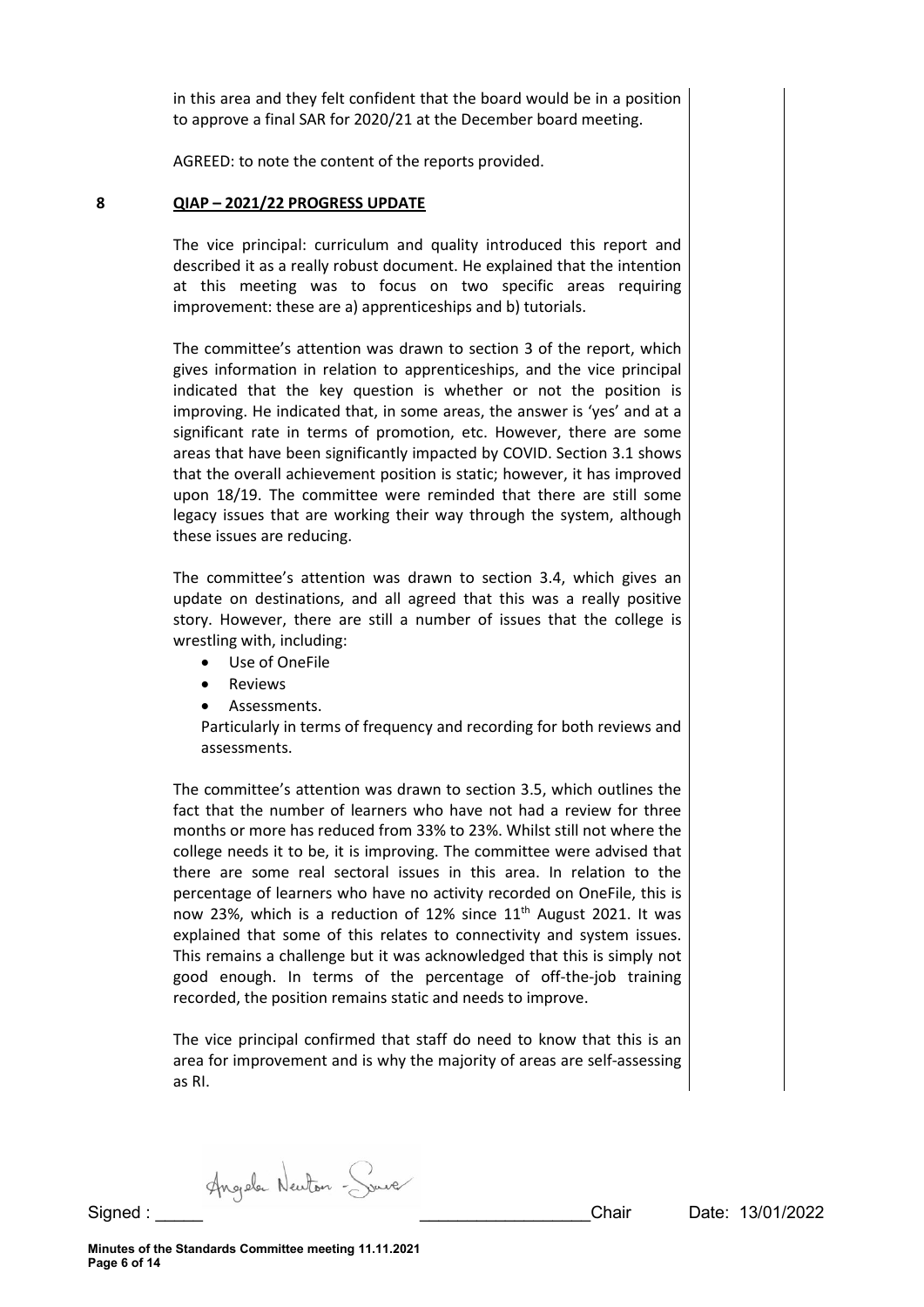in this area and they felt confident that the board would be in a position to approve a final SAR for 2020/21 at the December board meeting.

AGREED: to note the content of the reports provided.

## 8 QIAP – 2021/22 PROGRESS UPDATE

The vice principal: curriculum and quality introduced this report and described it as a really robust document. He explained that the intention at this meeting was to focus on two specific areas requiring improvement: these are a) apprenticeships and b) tutorials.

The committee's attention was drawn to section 3 of the report, which gives information in relation to apprenticeships, and the vice principal indicated that the key question is whether or not the position is improving. He indicated that, in some areas, the answer is 'yes' and at a significant rate in terms of promotion, etc. However, there are some areas that have been significantly impacted by COVID. Section 3.1 shows that the overall achievement position is static; however, it has improved upon 18/19. The committee were reminded that there are still some legacy issues that are working their way through the system, although these issues are reducing.

The committee's attention was drawn to section 3.4, which gives an update on destinations, and all agreed that this was a really positive story. However, there are still a number of issues that the college is wrestling with, including:

- Use of OneFile
- Reviews
- Assessments.

Particularly in terms of frequency and recording for both reviews and assessments.

The committee's attention was drawn to section 3.5, which outlines the fact that the number of learners who have not had a review for three months or more has reduced from 33% to 23%. Whilst still not where the college needs it to be, it is improving. The committee were advised that there are some real sectoral issues in this area. In relation to the percentage of learners who have no activity recorded on OneFile, this is now 23%, which is a reduction of 12% since 11th August 2021. It was explained that some of this relates to connectivity and system issues. This remains a challenge but it was acknowledged that this is simply not good enough. In terms of the percentage of off-the-job training recorded, the position remains static and needs to improve.

The vice principal confirmed that staff do need to know that this is an area for improvement and is why the majority of areas are self-assessing as RI.

Signed : Angela Newton - Sowe ___________________ Chair Date: 13/01/2022

Minutes of the Standards Committee meeting 11.11.2021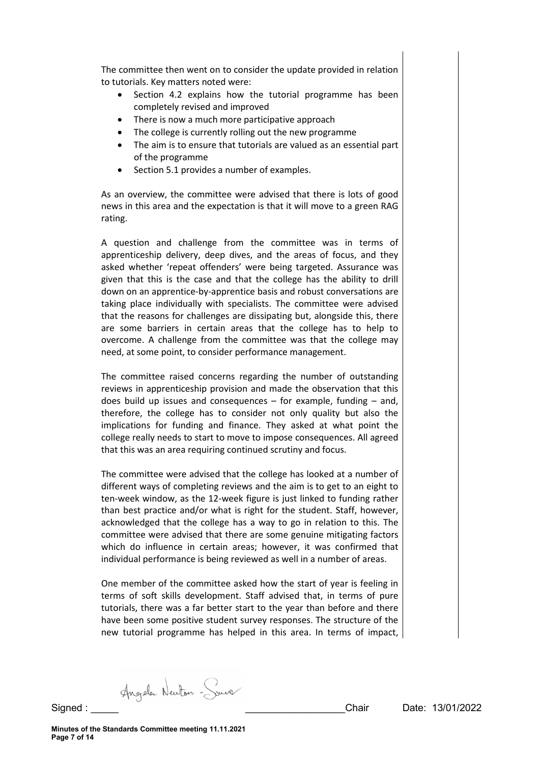The committee then went on to consider the update provided in relation to tutorials. Key matters noted were:

- Section 4.2 explains how the tutorial programme has been completely revised and improved
- There is now a much more participative approach
- The college is currently rolling out the new programme
- The aim is to ensure that tutorials are valued as an essential part of the programme
- Section 5.1 provides a number of examples.

As an overview, the committee were advised that there is lots of good news in this area and the expectation is that it will move to a green RAG rating.

A question and challenge from the committee was in terms of apprenticeship delivery, deep dives, and the areas of focus, and they asked whether 'repeat offenders' were being targeted. Assurance was given that this is the case and that the college has the ability to drill down on an apprentice-by-apprentice basis and robust conversations are taking place individually with specialists. The committee were advised that the reasons for challenges are dissipating but, alongside this, there are some barriers in certain areas that the college has to help to overcome. A challenge from the committee was that the college may need, at some point, to consider performance management.

The committee raised concerns regarding the number of outstanding reviews in apprenticeship provision and made the observation that this does build up issues and consequences – for example, funding – and, therefore, the college has to consider not only quality but also the implications for funding and finance. They asked at what point the college really needs to start to move to impose consequences. All agreed that this was an area requiring continued scrutiny and focus.

The committee were advised that the college has looked at a number of different ways of completing reviews and the aim is to get to an eight to ten-week window, as the 12-week figure is just linked to funding rather than best practice and/or what is right for the student. Staff, however, acknowledged that the college has a way to go in relation to this. The committee were advised that there are some genuine mitigating factors which do influence in certain areas; however, it was confirmed that individual performance is being reviewed as well in a number of areas.

One member of the committee asked how the start of year is feeling in terms of soft skills development. Staff advised that, in terms of pure tutorials, there was a far better start to the year than before and there have been some positive student survey responses. The structure of the new tutorial programme has helped in this area. In terms of impact,

Signed : Angela Newton-Soave Chair Date: 13/01/2022

Minutes of the Standards Committee meeting 11.11.2021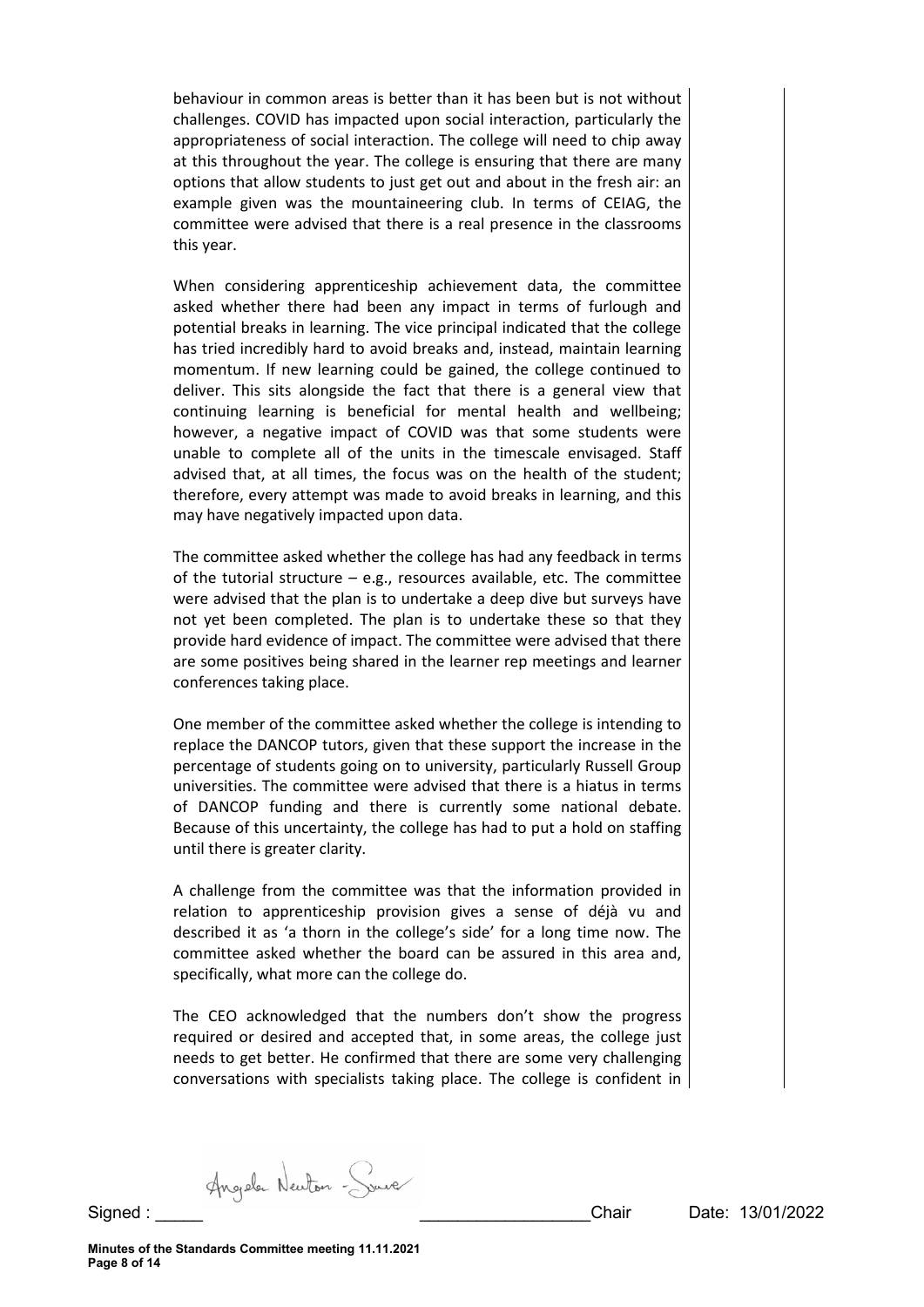behaviour in common areas is better than it has been but is not without challenges. COVID has impacted upon social interaction, particularly the appropriateness of social interaction. The college will need to chip away at this throughout the year. The college is ensuring that there are many options that allow students to just get out and about in the fresh air: an example given was the mountaineering club. In terms of CEIAG, the committee were advised that there is a real presence in the classrooms this year.

When considering apprenticeship achievement data, the committee asked whether there had been any impact in terms of furlough and potential breaks in learning. The vice principal indicated that the college has tried incredibly hard to avoid breaks and, instead, maintain learning momentum. If new learning could be gained, the college continued to deliver. This sits alongside the fact that there is a general view that continuing learning is beneficial for mental health and wellbeing; however, a negative impact of COVID was that some students were unable to complete all of the units in the timescale envisaged. Staff advised that, at all times, the focus was on the health of the student; therefore, every attempt was made to avoid breaks in learning, and this may have negatively impacted upon data.

The committee asked whether the college has had any feedback in terms of the tutorial structure – e.g., resources available, etc. The committee were advised that the plan is to undertake a deep dive but surveys have not yet been completed. The plan is to undertake these so that they provide hard evidence of impact. The committee were advised that there are some positives being shared in the learner rep meetings and learner conferences taking place.

One member of the committee asked whether the college is intending to replace the DANCOP tutors, given that these support the increase in the percentage of students going on to university, particularly Russell Group universities. The committee were advised that there is a hiatus in terms of DANCOP funding and there is currently some national debate. Because of this uncertainty, the college has had to put a hold on staffing until there is greater clarity.

A challenge from the committee was that the information provided in relation to apprenticeship provision gives a sense of déjà vu and described it as 'a thorn in the college's side' for a long time now. The committee asked whether the board can be assured in this area and, specifically, what more can the college do.

The CEO acknowledged that the numbers don't show the progress required or desired and accepted that, in some areas, the college just needs to get better. He confirmed that there are some very challenging conversations with specialists taking place. The college is confident in

Signed : Angela Newton-Soave ____________________Chair Date: 13/01/2022

**Minutes of the Standards Committee meeting 11.11.2021**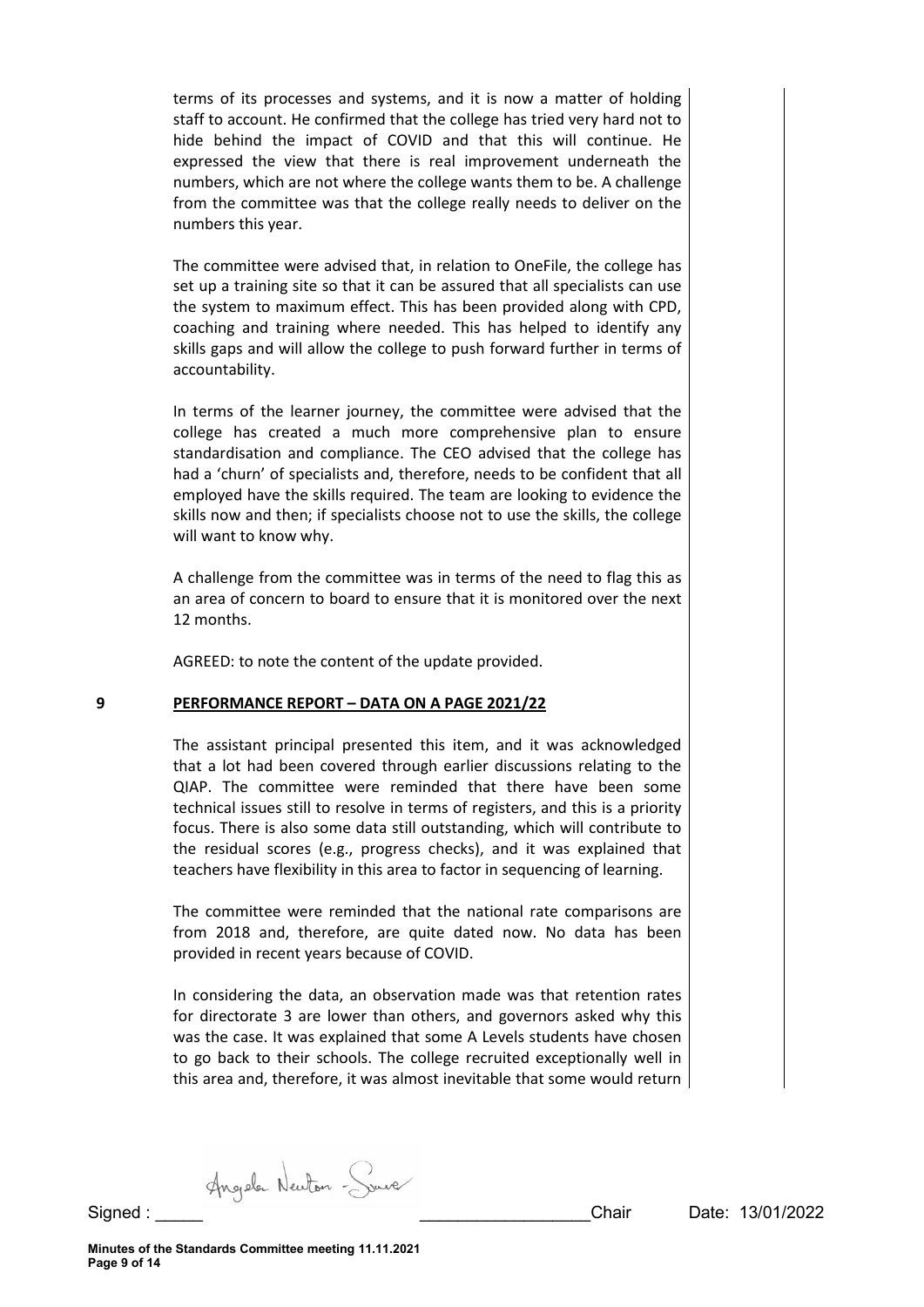terms of its processes and systems, and it is now a matter of holding staff to account. He confirmed that the college has tried very hard not to hide behind the impact of COVID and that this will continue. He expressed the view that there is real improvement underneath the numbers, which are not where the college wants them to be. A challenge from the committee was that the college really needs to deliver on the numbers this year.

The committee were advised that, in relation to OneFile, the college has set up a training site so that it can be assured that all specialists can use the system to maximum effect. This has been provided along with CPD, coaching and training where needed. This has helped to identify any skills gaps and will allow the college to push forward further in terms of accountability.

In terms of the learner journey, the committee were advised that the college has created a much more comprehensive plan to ensure standardisation and compliance. The CEO advised that the college has had a 'churn' of specialists and, therefore, needs to be confident that all employed have the skills required. The team are looking to evidence the skills now and then; if specialists choose not to use the skills, the college will want to know why.

A challenge from the committee was in terms of the need to flag this as an area of concern to board to ensure that it is monitored over the next 12 months.

AGREED: to note the content of the update provided.

## 9 PERFORMANCE REPORT – DATA ON A PAGE 2021/22

The assistant principal presented this item, and it was acknowledged that a lot had been covered through earlier discussions relating to the QIAP. The committee were reminded that there have been some technical issues still to resolve in terms of registers, and this is a priority focus. There is also some data still outstanding, which will contribute to the residual scores (e.g., progress checks), and it was explained that teachers have flexibility in this area to factor in sequencing of learning.

The committee were reminded that the national rate comparisons are from 2018 and, therefore, are quite dated now. No data has been provided in recent years because of COVID.

In considering the data, an observation made was that retention rates for directorate 3 are lower than others, and governors asked why this was the case. It was explained that some A Levels students have chosen to go back to their schools. The college recruited exceptionally well in this area and, therefore, it was almost inevitable that some would return

Signed : Angela Newton - Sowe \_\_\_\_\_\_\_\_\_\_\_\_\_\_\_\_\_\_Chair Date: 13/01/2022

**Minutes of the Standards Committee meeting 11.11.2021**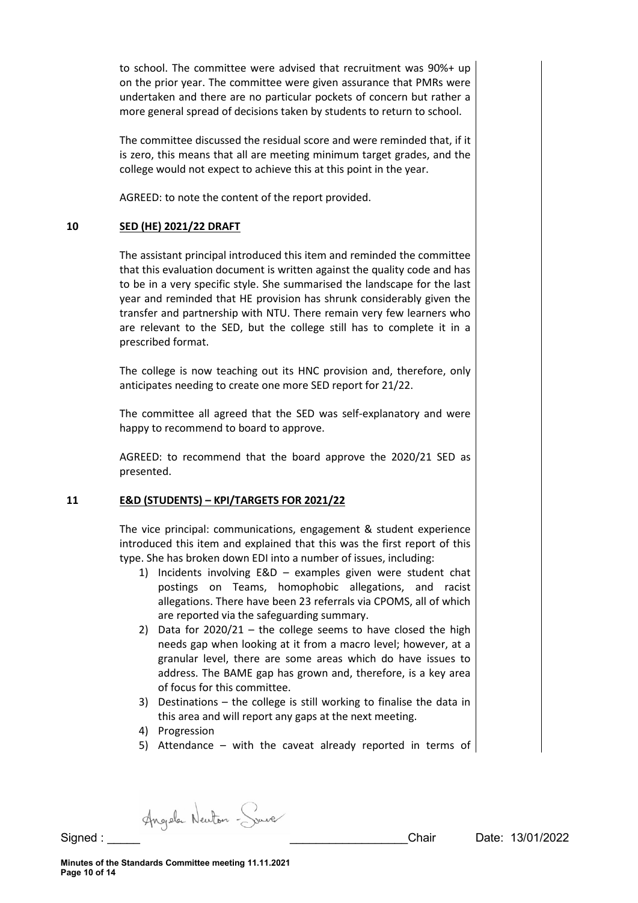to school. The committee were advised that recruitment was 90%+ up on the prior year. The committee were given assurance that PMRs were undertaken and there are no particular pockets of concern but rather a more general spread of decisions taken by students to return to school.

The committee discussed the residual score and were reminded that, if it is zero, this means that all are meeting minimum target grades, and the college would not expect to achieve this at this point in the year.

AGREED: to note the content of the report provided.

## 10 SED (HE) 2021/22 DRAFT

The assistant principal introduced this item and reminded the committee that this evaluation document is written against the quality code and has to be in a very specific style. She summarised the landscape for the last year and reminded that HE provision has shrunk considerably given the transfer and partnership with NTU. There remain very few learners who are relevant to the SED, but the college still has to complete it in a prescribed format.

The college is now teaching out its HNC provision and, therefore, only anticipates needing to create one more SED report for 21/22.

The committee all agreed that the SED was self-explanatory and were happy to recommend to board to approve.

AGREED: to recommend that the board approve the 2020/21 SED as presented.

## 11 E&D (STUDENTS) – KPI/TARGETS FOR 2021/22

The vice principal: communications, engagement & student experience introduced this item and explained that this was the first report of this type. She has broken down EDI into a number of issues, including:

1) Incidents involving E&D – examples given were student chat postings on Teams, homophobic allegations, and racist allegations. There have been 23 referrals via CPOMS, all of which are reported via the safeguarding summary.
2) Data for 2020/21 – the college seems to have closed the high needs gap when looking at it from a macro level; however, at a granular level, there are some areas which do have issues to address. The BAME gap has grown and, therefore, is a key area of focus for this committee.
3) Destinations – the college is still working to finalise the data in this area and will report any gaps at the next meeting.
4) Progression
5) Attendance – with the caveat already reported in terms of

Signed : Angela Newton-Soave _________________ Chair Date: 13/01/2022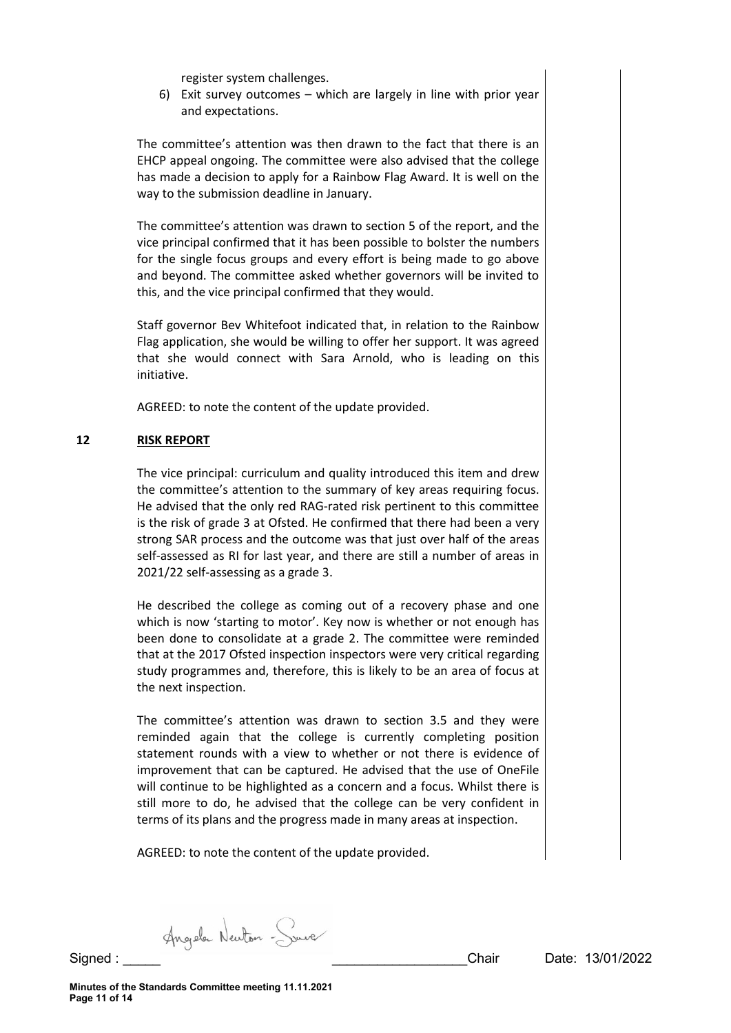register system challenges.

6) Exit survey outcomes – which are largely in line with prior year and expectations.

The committee's attention was then drawn to the fact that there is an EHCP appeal ongoing. The committee were also advised that the college has made a decision to apply for a Rainbow Flag Award. It is well on the way to the submission deadline in January.

The committee's attention was drawn to section 5 of the report, and the vice principal confirmed that it has been possible to bolster the numbers for the single focus groups and every effort is being made to go above and beyond. The committee asked whether governors will be invited to this, and the vice principal confirmed that they would.

Staff governor Bev Whitefoot indicated that, in relation to the Rainbow Flag application, she would be willing to offer her support. It was agreed that she would connect with Sara Arnold, who is leading on this initiative.

AGREED: to note the content of the update provided.

## 12 RISK REPORT

The vice principal: curriculum and quality introduced this item and drew the committee's attention to the summary of key areas requiring focus. He advised that the only red RAG-rated risk pertinent to this committee is the risk of grade 3 at Ofsted. He confirmed that there had been a very strong SAR process and the outcome was that just over half of the areas self-assessed as RI for last year, and there are still a number of areas in 2021/22 self-assessing as a grade 3.

He described the college as coming out of a recovery phase and one which is now 'starting to motor'. Key now is whether or not enough has been done to consolidate at a grade 2. The committee were reminded that at the 2017 Ofsted inspection inspectors were very critical regarding study programmes and, therefore, this is likely to be an area of focus at the next inspection.

The committee's attention was drawn to section 3.5 and they were reminded again that the college is currently completing position statement rounds with a view to whether or not there is evidence of improvement that can be captured. He advised that the use of OneFile will continue to be highlighted as a concern and a focus. Whilst there is still more to do, he advised that the college can be very confident in terms of its plans and the progress made in many areas at inspection.

AGREED: to note the content of the update provided.

Signed : Angela Newton - Sowe _________________Chair Date: 13/01/2022

Minutes of the Standards Committee meeting 11.11.2021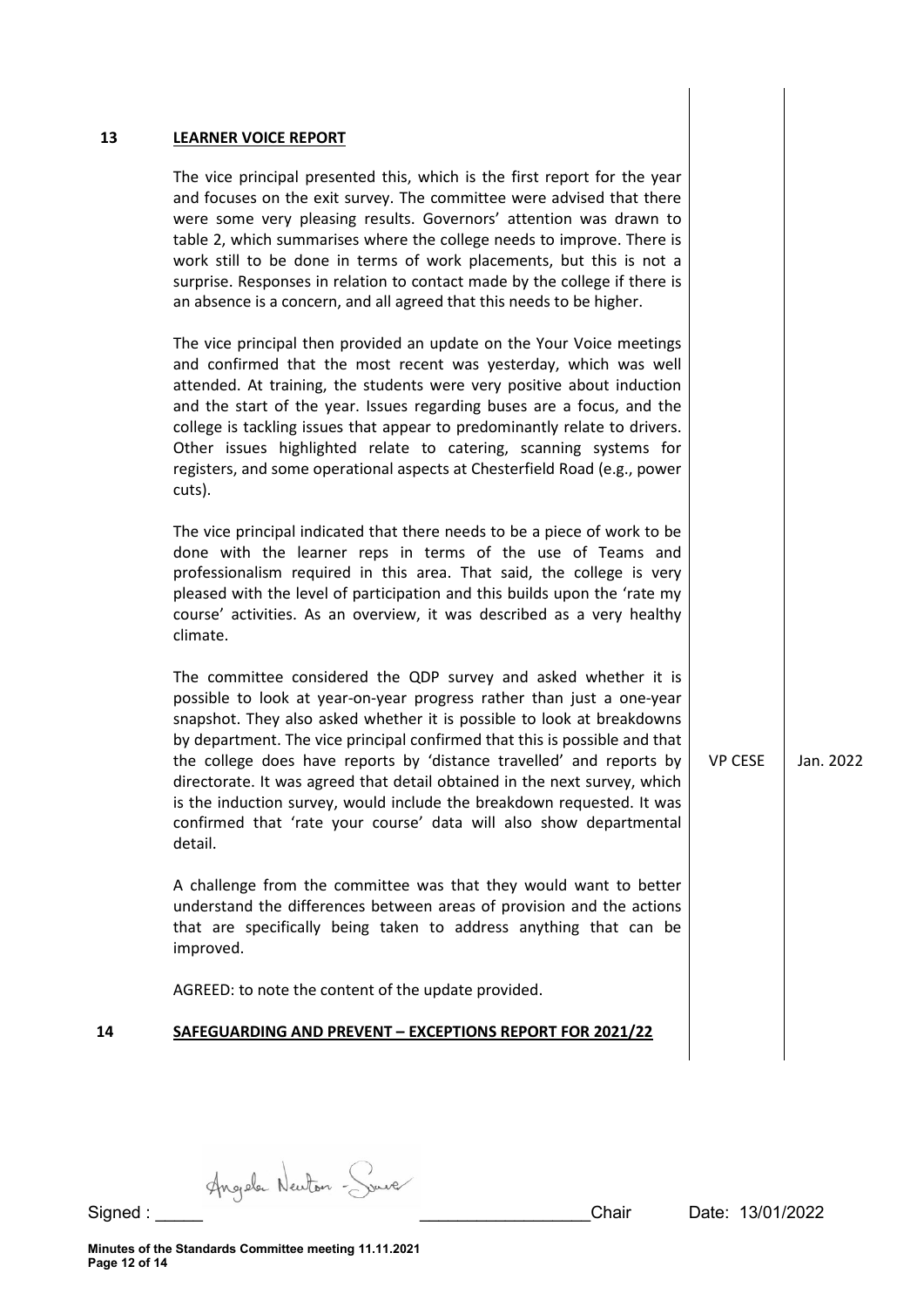## 13 LEARNER VOICE REPORT

The vice principal presented this, which is the first report for the year and focuses on the exit survey. The committee were advised that there were some very pleasing results. Governors' attention was drawn to table 2, which summarises where the college needs to improve. There is work still to be done in terms of work placements, but this is not a surprise. Responses in relation to contact made by the college if there is an absence is a concern, and all agreed that this needs to be higher.

The vice principal then provided an update on the Your Voice meetings and confirmed that the most recent was yesterday, which was well attended. At training, the students were very positive about induction and the start of the year. Issues regarding buses are a focus, and the college is tackling issues that appear to predominantly relate to drivers. Other issues highlighted relate to catering, scanning systems for registers, and some operational aspects at Chesterfield Road (e.g., power cuts).

The vice principal indicated that there needs to be a piece of work to be done with the learner reps in terms of the use of Teams and professionalism required in this area. That said, the college is very pleased with the level of participation and this builds upon the 'rate my course' activities. As an overview, it was described as a very healthy climate.

The committee considered the QDP survey and asked whether it is possible to look at year-on-year progress rather than just a one-year snapshot. They also asked whether it is possible to look at breakdowns by department. The vice principal confirmed that this is possible and that the college does have reports by 'distance travelled' and reports by directorate. It was agreed that detail obtained in the next survey, which is the induction survey, would include the breakdown requested. It was confirmed that 'rate your course' data will also show departmental detail. — **VP CESE — Jan. 2022**

A challenge from the committee was that they would want to better understand the differences between areas of provision and the actions that are specifically being taken to address anything that can be improved.

AGREED: to note the content of the update provided.

## 14 SAFEGUARDING AND PREVENT – EXCEPTIONS REPORT FOR 2021/22

Signed : Angela Newton-Soave ________________ Chair    Date: 13/01/2022

Minutes of the Standards Committee meeting 11.11.2021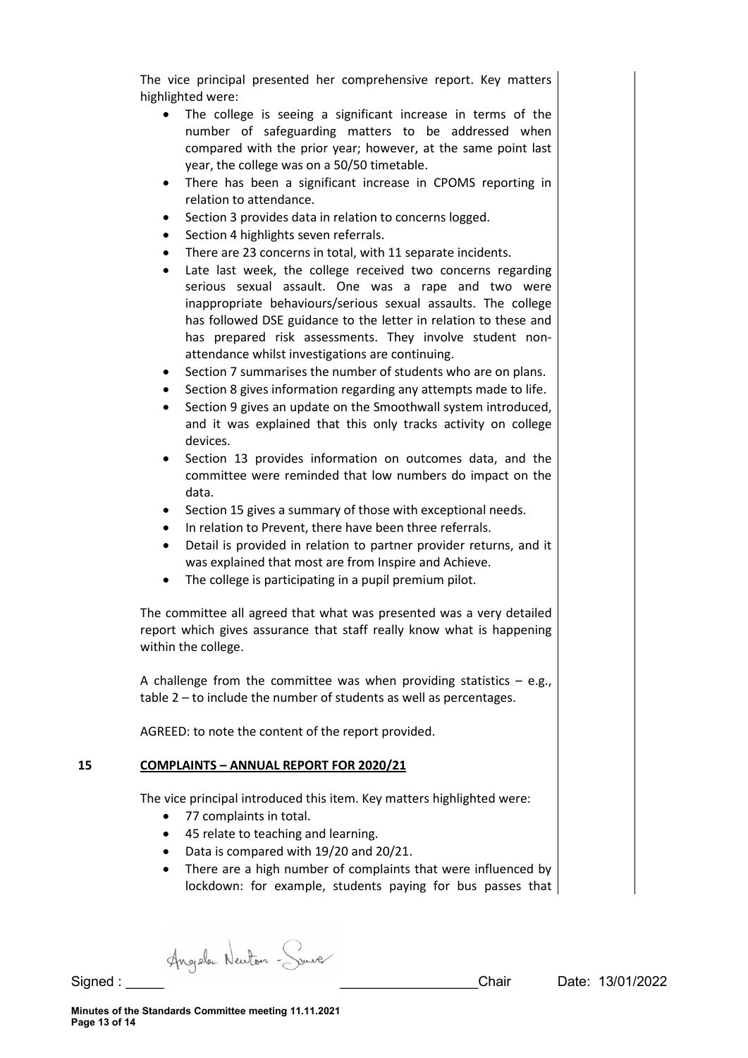The vice principal presented her comprehensive report. Key matters highlighted were:

- The college is seeing a significant increase in terms of the number of safeguarding matters to be addressed when compared with the prior year; however, at the same point last year, the college was on a 50/50 timetable.
- There has been a significant increase in CPOMS reporting in relation to attendance.
- Section 3 provides data in relation to concerns logged.
- Section 4 highlights seven referrals.
- There are 23 concerns in total, with 11 separate incidents.
- Late last week, the college received two concerns regarding serious sexual assault. One was a rape and two were inappropriate behaviours/serious sexual assaults. The college has followed DSE guidance to the letter in relation to these and has prepared risk assessments. They involve student non-attendance whilst investigations are continuing.
- Section 7 summarises the number of students who are on plans.
- Section 8 gives information regarding any attempts made to life.
- Section 9 gives an update on the Smoothwall system introduced, and it was explained that this only tracks activity on college devices.
- Section 13 provides information on outcomes data, and the committee were reminded that low numbers do impact on the data.
- Section 15 gives a summary of those with exceptional needs.
- In relation to Prevent, there have been three referrals.
- Detail is provided in relation to partner provider returns, and it was explained that most are from Inspire and Achieve.
- The college is participating in a pupil premium pilot.

The committee all agreed that what was presented was a very detailed report which gives assurance that staff really know what is happening within the college.

A challenge from the committee was when providing statistics – e.g., table 2 – to include the number of students as well as percentages.

AGREED: to note the content of the report provided.

## 15 COMPLAINTS – ANNUAL REPORT FOR 2020/21

The vice principal introduced this item. Key matters highlighted were:

- 77 complaints in total.
- 45 relate to teaching and learning.
- Data is compared with 19/20 and 20/21.
- There are a high number of complaints that were influenced by lockdown: for example, students paying for bus passes that

Signed : Angela Newton-Soave \_\_\_\_\_\_\_\_\_\_\_\_\_\_\_\_\_\_\_ Chair Date: 13/01/2022

**Minutes of the Standards Committee meeting 11.11.2021**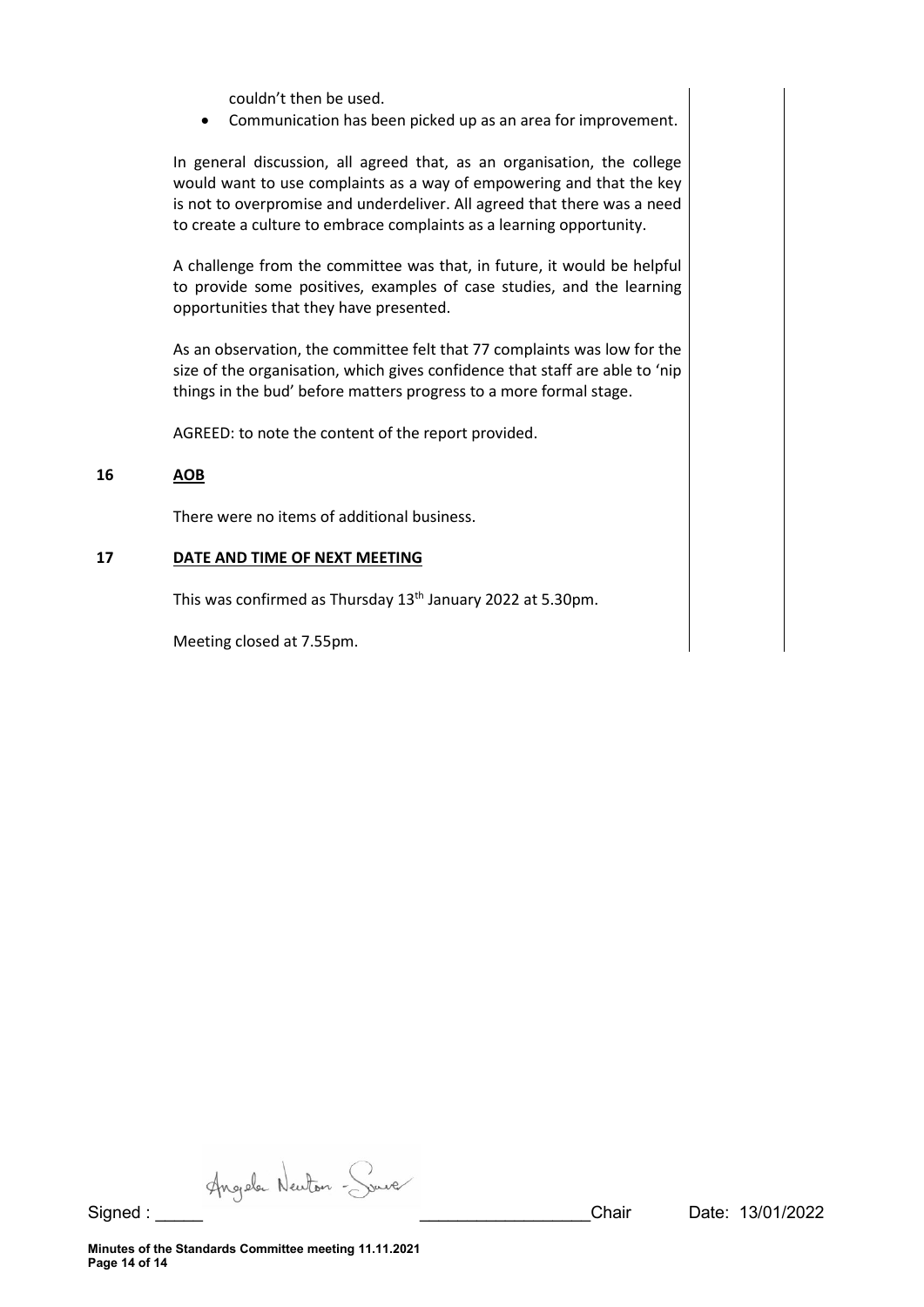couldn't then be used.

- Communication has been picked up as an area for improvement.

In general discussion, all agreed that, as an organisation, the college would want to use complaints as a way of empowering and that the key is not to overpromise and underdeliver. All agreed that there was a need to create a culture to embrace complaints as a learning opportunity.

A challenge from the committee was that, in future, it would be helpful to provide some positives, examples of case studies, and the learning opportunities that they have presented.

As an observation, the committee felt that 77 complaints was low for the size of the organisation, which gives confidence that staff are able to 'nip things in the bud' before matters progress to a more formal stage.

AGREED: to note the content of the report provided.

**16 AOB**

There were no items of additional business.

**17 DATE AND TIME OF NEXT MEETING**

This was confirmed as Thursday 13th January 2022 at 5.30pm.

Meeting closed at 7.55pm.

Signed : Angela Newton - Sowe ________________Chair Date: 13/01/2022